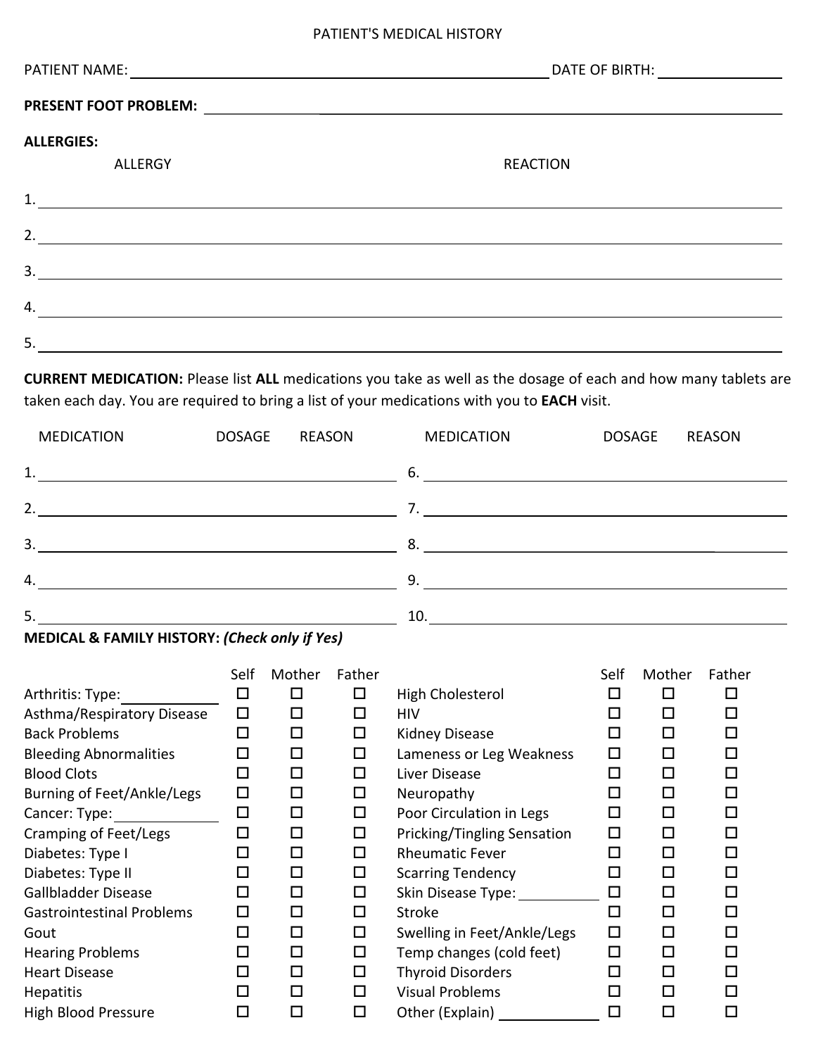# PATIENT'S MEDICAL HISTORY

PATIENT NAME: ______________________________ DATE OF BIRTH: ______________

**PRESENT FOOT PROBLEM:** ______________________________

**ALLERGIES:**

| ALLERGY | REACTION |
|---|---|
| 1. | |
| 2. | |
| 3. | |
| 4. | |
| 5. | |

**CURRENT MEDICATION:** Please list **ALL** medications you take as well as the dosage of each and how many tablets are taken each day. You are required to bring a list of your medications with you to **EACH** visit.

| MEDICATION | DOSAGE | REASON | MEDICATION | DOSAGE | REASON |
|---|---|---|---|---|---|
| 1. | | | 6. | | |
| 2. | | | 7. | | |
| 3. | | | 8. | | |
| 4. | | | 9. | | |
| 5. | | | 10. | | |

**MEDICAL & FAMILY HISTORY:** ***(Check only if Yes)***

| | Self | Mother | Father | | Self | Mother | Father |
|---|---|---|---|---|---|---|---|
| Arthritis: Type: ________ | ☐ | ☐ | ☐ | High Cholesterol | ☐ | ☐ | ☐ |
| Asthma/Respiratory Disease | ☐ | ☐ | ☐ | HIV | ☐ | ☐ | ☐ |
| Back Problems | ☐ | ☐ | ☐ | Kidney Disease | ☐ | ☐ | ☐ |
| Bleeding Abnormalities | ☐ | ☐ | ☐ | Lameness or Leg Weakness | ☐ | ☐ | ☐ |
| Blood Clots | ☐ | ☐ | ☐ | Liver Disease | ☐ | ☐ | ☐ |
| Burning of Feet/Ankle/Legs | ☐ | ☐ | ☐ | Neuropathy | ☐ | ☐ | ☐ |
| Cancer: Type: ________ | ☐ | ☐ | ☐ | Poor Circulation in Legs | ☐ | ☐ | ☐ |
| Cramping of Feet/Legs | ☐ | ☐ | ☐ | Pricking/Tingling Sensation | ☐ | ☐ | ☐ |
| Diabetes: Type I | ☐ | ☐ | ☐ | Rheumatic Fever | ☐ | ☐ | ☐ |
| Diabetes: Type II | ☐ | ☐ | ☐ | Scarring Tendency | ☐ | ☐ | ☐ |
| Gallbladder Disease | ☐ | ☐ | ☐ | Skin Disease Type: ________ | ☐ | ☐ | ☐ |
| Gastrointestinal Problems | ☐ | ☐ | ☐ | Stroke | ☐ | ☐ | ☐ |
| Gout | ☐ | ☐ | ☐ | Swelling in Feet/Ankle/Legs | ☐ | ☐ | ☐ |
| Hearing Problems | ☐ | ☐ | ☐ | Temp changes (cold feet) | ☐ | ☐ | ☐ |
| Heart Disease | ☐ | ☐ | ☐ | Thyroid Disorders | ☐ | ☐ | ☐ |
| Hepatitis | ☐ | ☐ | ☐ | Visual Problems | ☐ | ☐ | ☐ |
| High Blood Pressure | ☐ | ☐ | ☐ | Other (Explain) ________ | ☐ | ☐ | ☐ |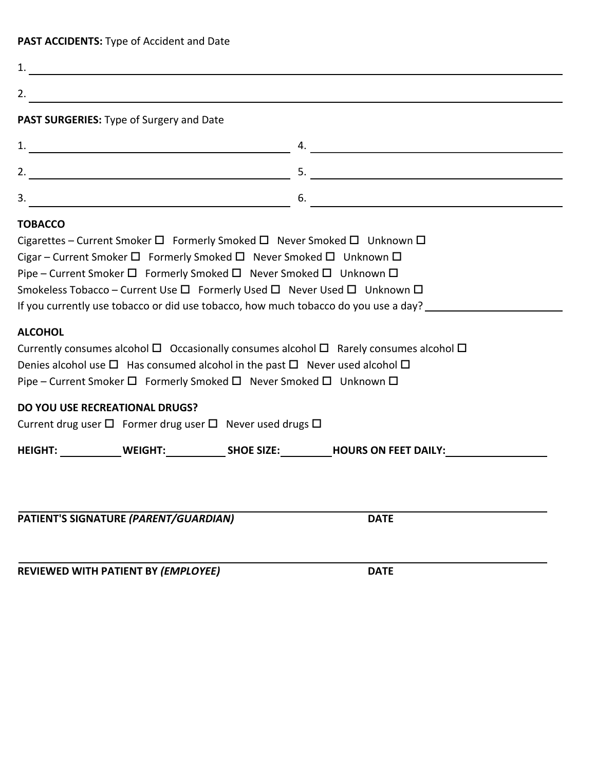**PAST ACCIDENTS:** Type of Accident and Date

1. \_\_\_\_\_\_\_\_\_\_\_\_\_\_\_\_\_\_\_\_\_\_\_\_\_\_\_\_\_\_\_\_\_\_\_\_\_\_\_\_

2. \_\_\_\_\_\_\_\_\_\_\_\_\_\_\_\_\_\_\_\_\_\_\_\_\_\_\_\_\_\_\_\_\_\_\_\_\_\_\_\_

**PAST SURGERIES:** Type of Surgery and Date

1. \_\_\_\_\_\_\_\_\_\_\_\_\_\_\_\_\_\_\_\_ 4. \_\_\_\_\_\_\_\_\_\_\_\_\_\_\_\_\_\_\_\_

2. \_\_\_\_\_\_\_\_\_\_\_\_\_\_\_\_\_\_\_\_ 5. \_\_\_\_\_\_\_\_\_\_\_\_\_\_\_\_\_\_\_\_

3. \_\_\_\_\_\_\_\_\_\_\_\_\_\_\_\_\_\_\_\_ 6. \_\_\_\_\_\_\_\_\_\_\_\_\_\_\_\_\_\_\_\_

**TOBACCO**

Cigarettes – Current Smoker ☐ Formerly Smoked ☐ Never Smoked ☐ Unknown ☐

Cigar – Current Smoker ☐ Formerly Smoked ☐ Never Smoked ☐ Unknown ☐

Pipe – Current Smoker ☐ Formerly Smoked ☐ Never Smoked ☐ Unknown ☐

Smokeless Tobacco – Current Use ☐ Formerly Used ☐ Never Used ☐ Unknown ☐

If you currently use tobacco or did use tobacco, how much tobacco do you use a day? \_\_\_\_\_\_\_\_\_\_\_\_\_\_\_\_

**ALCOHOL**

Currently consumes alcohol ☐ Occasionally consumes alcohol ☐ Rarely consumes alcohol ☐

Denies alcohol use ☐ Has consumed alcohol in the past ☐ Never used alcohol ☐

Pipe – Current Smoker ☐ Formerly Smoked ☐ Never Smoked ☐ Unknown ☐

**DO YOU USE RECREATIONAL DRUGS?**

Current drug user ☐ Former drug user ☐ Never used drugs ☐

**HEIGHT:** \_\_\_\_\_\_\_\_ **WEIGHT:** \_\_\_\_\_\_\_\_ **SHOE SIZE:** \_\_\_\_\_\_\_\_ **HOURS ON FEET DAILY:** \_\_\_\_\_\_\_\_\_\_

\_\_\_\_\_\_\_\_\_\_\_\_\_\_\_\_\_\_\_\_\_\_\_\_\_\_\_\_\_\_\_\_\_\_\_\_\_\_\_\_\_\_\_\_\_\_\_\_\_\_\_\_\_\_\_\_

**PATIENT'S SIGNATURE *(PARENT/GUARDIAN)*** **DATE**

\_\_\_\_\_\_\_\_\_\_\_\_\_\_\_\_\_\_\_\_\_\_\_\_\_\_\_\_\_\_\_\_\_\_\_\_\_\_\_\_\_\_\_\_\_\_\_\_\_\_\_\_\_\_\_\_

**REVIEWED WITH PATIENT BY *(EMPLOYEE)*** **DATE**